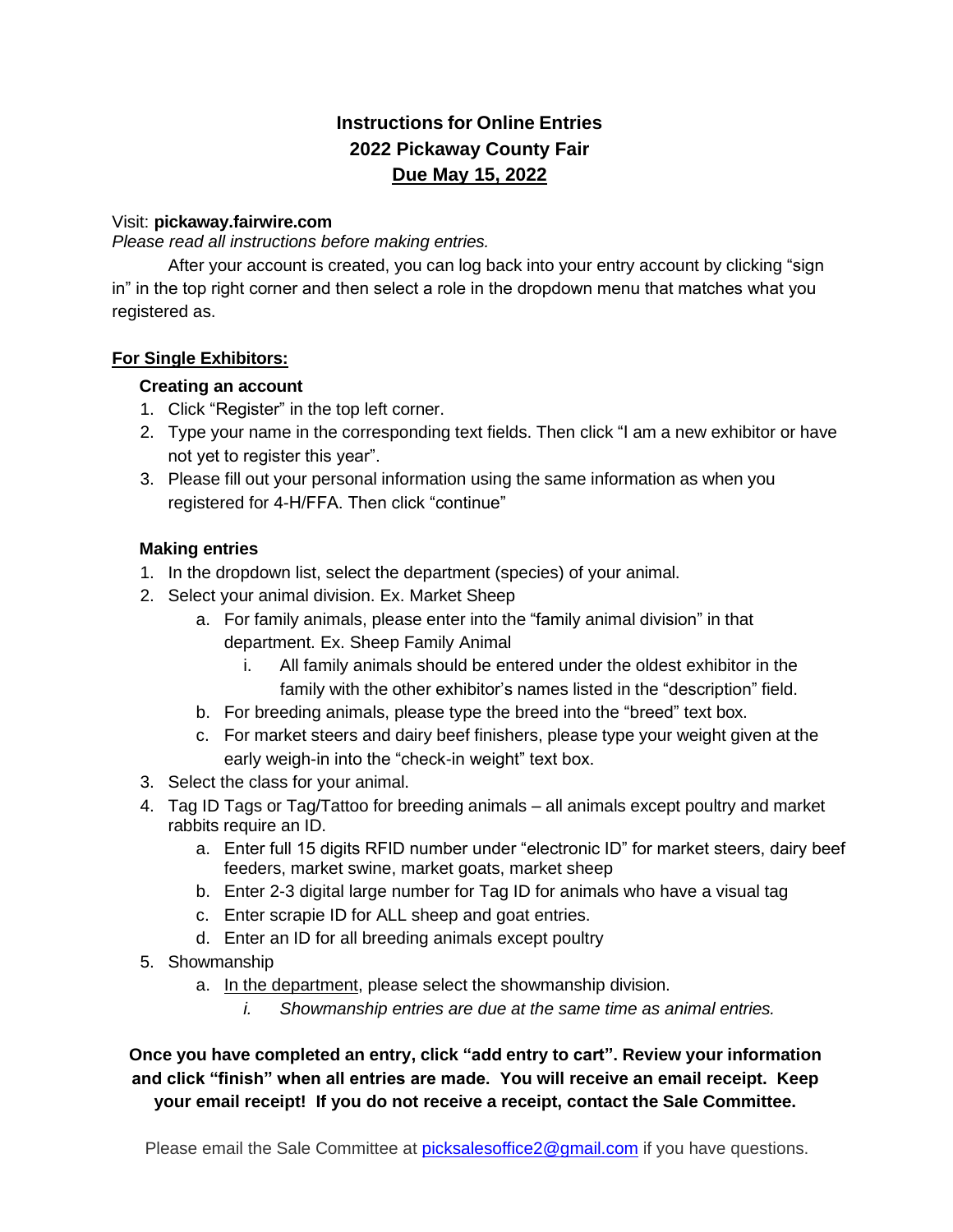# Instructions for Online Entries
## 2022 Pickaway County Fair
## <u>Due May 15, 2022</u>

Visit: **pickaway.fairwire.com**

*Please read all instructions before making entries.*

After your account is created, you can log back into your entry account by clicking "sign in" in the top right corner and then select a role in the dropdown menu that matches what you registered as.

### <u>For Single Exhibitors:</u>

**Creating an account**

1. Click "Register" in the top left corner.
2. Type your name in the corresponding text fields. Then click "I am a new exhibitor or have not yet to register this year".
3. Please fill out your personal information using the same information as when you registered for 4-H/FFA. Then click "continue"

**Making entries**

1. In the dropdown list, select the department (species) of your animal.
2. Select your animal division. Ex. Market Sheep
   a. For family animals, please enter into the "family animal division" in that department. Ex. Sheep Family Animal
      i. All family animals should be entered under the oldest exhibitor in the family with the other exhibitor's names listed in the "description" field.
   b. For breeding animals, please type the breed into the "breed" text box.
   c. For market steers and dairy beef finishers, please type your weight given at the early weigh-in into the "check-in weight" text box.
3. Select the class for your animal.
4. Tag ID Tags or Tag/Tattoo for breeding animals – all animals except poultry and market rabbits require an ID.
   a. Enter full 15 digits RFID number under "electronic ID" for market steers, dairy beef feeders, market swine, market goats, market sheep
   b. Enter 2-3 digital large number for Tag ID for animals who have a visual tag
   c. Enter scrapie ID for ALL sheep and goat entries.
   d. Enter an ID for all breeding animals except poultry
5. Showmanship
   a. <u>In the department</u>, please select the showmanship division.
      i. *Showmanship entries are due at the same time as animal entries.*

**Once you have completed an entry, click "add entry to cart". Review your information and click "finish" when all entries are made. You will receive an email receipt. Keep your email receipt! If you do not receive a receipt, contact the Sale Committee.**

Please email the Sale Committee at picksalesoffice2@gmail.com if you have questions.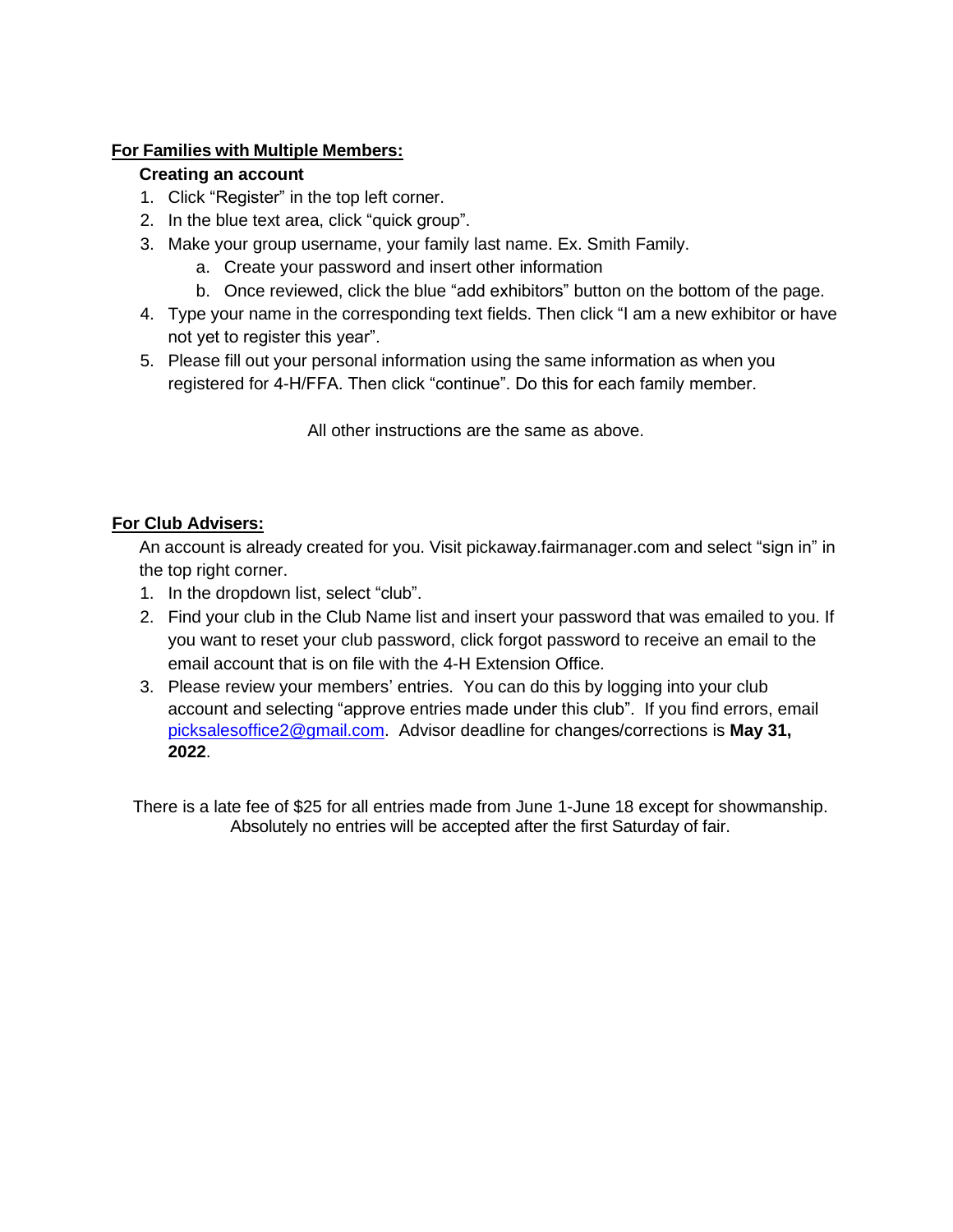**For Families with Multiple Members:**

**Creating an account**

1. Click "Register" in the top left corner.
2. In the blue text area, click "quick group".
3. Make your group username, your family last name. Ex. Smith Family.
    a. Create your password and insert other information
    b. Once reviewed, click the blue "add exhibitors" button on the bottom of the page.
4. Type your name in the corresponding text fields. Then click "I am a new exhibitor or have not yet to register this year".
5. Please fill out your personal information using the same information as when you registered for 4-H/FFA. Then click "continue". Do this for each family member.

All other instructions are the same as above.

**For Club Advisers:**

An account is already created for you. Visit pickaway.fairmanager.com and select "sign in" in the top right corner.

1. In the dropdown list, select "club".
2. Find your club in the Club Name list and insert your password that was emailed to you. If you want to reset your club password, click forgot password to receive an email to the email account that is on file with the 4-H Extension Office.
3. Please review your members' entries. You can do this by logging into your club account and selecting "approve entries made under this club". If you find errors, email picksalesoffice2@gmail.com. Advisor deadline for changes/corrections is **May 31, 2022**.

There is a late fee of $25 for all entries made from June 1-June 18 except for showmanship. Absolutely no entries will be accepted after the first Saturday of fair.